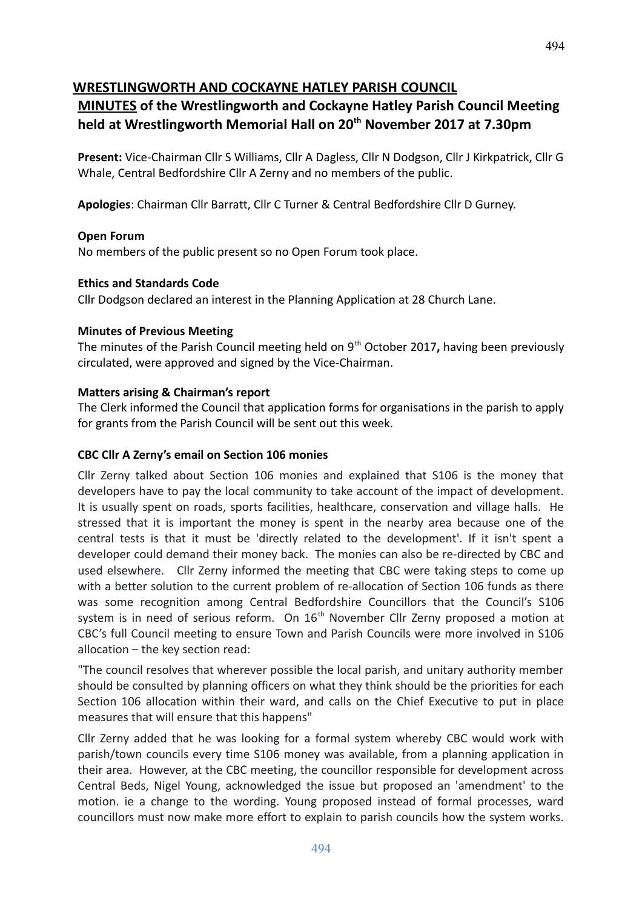# WRESTLINGWORTH AND COCKAYNE HATLEY PARISH COUNCIL

## MINUTES of the Wrestlingworth and Cockayne Hatley Parish Council Meeting held at Wrestlingworth Memorial Hall on 20th November 2017 at 7.30pm

**Present:** Vice-Chairman Cllr S Williams, Cllr A Dagless, Cllr N Dodgson, Cllr J Kirkpatrick, Cllr G Whale, Central Bedfordshire Cllr A Zerny and no members of the public.

**Apologies**: Chairman Cllr Barratt, Cllr C Turner & Central Bedfordshire Cllr D Gurney.

**Open Forum**

No members of the public present so no Open Forum took place.

**Ethics and Standards Code**

Cllr Dodgson declared an interest in the Planning Application at 28 Church Lane.

**Minutes of Previous Meeting**

The minutes of the Parish Council meeting held on 9th October 2017**,** having been previously circulated, were approved and signed by the Vice-Chairman.

**Matters arising & Chairman's report**

The Clerk informed the Council that application forms for organisations in the parish to apply for grants from the Parish Council will be sent out this week.

**CBC Cllr A Zerny's email on Section 106 monies**

Cllr Zerny talked about Section 106 monies and explained that S106 is the money that developers have to pay the local community to take account of the impact of development. It is usually spent on roads, sports facilities, healthcare, conservation and village halls. He stressed that it is important the money is spent in the nearby area because one of the central tests is that it must be 'directly related to the development'. If it isn't spent a developer could demand their money back. The monies can also be re-directed by CBC and used elsewhere. Cllr Zerny informed the meeting that CBC were taking steps to come up with a better solution to the current problem of re-allocation of Section 106 funds as there was some recognition among Central Bedfordshire Councillors that the Council's S106 system is in need of serious reform. On 16th November Cllr Zerny proposed a motion at CBC's full Council meeting to ensure Town and Parish Councils were more involved in S106 allocation – the key section read:

"The council resolves that wherever possible the local parish, and unitary authority member should be consulted by planning officers on what they think should be the priorities for each Section 106 allocation within their ward, and calls on the Chief Executive to put in place measures that will ensure that this happens"

Cllr Zerny added that he was looking for a formal system whereby CBC would work with parish/town councils every time S106 money was available, from a planning application in their area. However, at the CBC meeting, the councillor responsible for development across Central Beds, Nigel Young, acknowledged the issue but proposed an 'amendment' to the motion. ie a change to the wording. Young proposed instead of formal processes, ward councillors must now make more effort to explain to parish councils how the system works.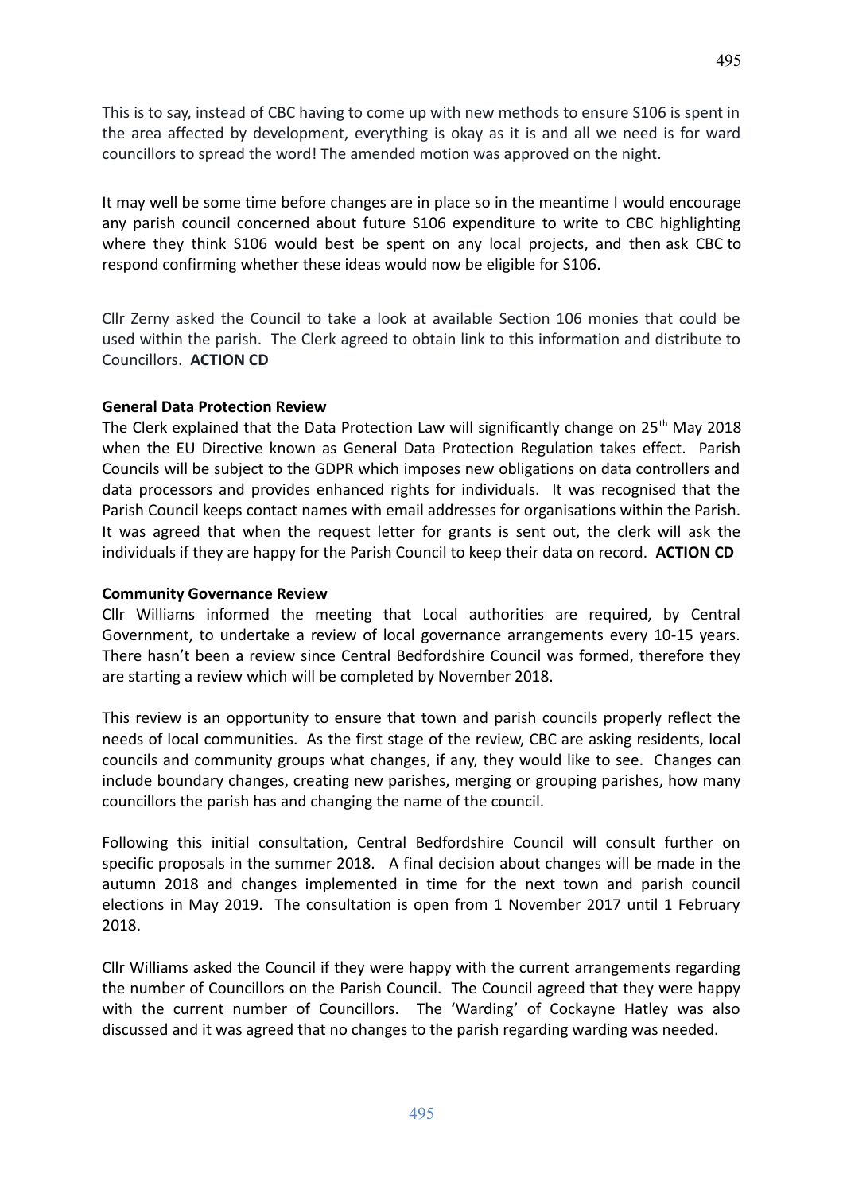This is to say, instead of CBC having to come up with new methods to ensure S106 is spent in the area affected by development, everything is okay as it is and all we need is for ward councillors to spread the word! The amended motion was approved on the night.

It may well be some time before changes are in place so in the meantime I would encourage any parish council concerned about future S106 expenditure to write to CBC highlighting where they think S106 would best be spent on any local projects, and then ask CBC to respond confirming whether these ideas would now be eligible for S106.

Cllr Zerny asked the Council to take a look at available Section 106 monies that could be used within the parish. The Clerk agreed to obtain link to this information and distribute to Councillors. **ACTION CD**

**General Data Protection Review**

The Clerk explained that the Data Protection Law will significantly change on 25th May 2018 when the EU Directive known as General Data Protection Regulation takes effect. Parish Councils will be subject to the GDPR which imposes new obligations on data controllers and data processors and provides enhanced rights for individuals. It was recognised that the Parish Council keeps contact names with email addresses for organisations within the Parish. It was agreed that when the request letter for grants is sent out, the clerk will ask the individuals if they are happy for the Parish Council to keep their data on record. **ACTION CD**

**Community Governance Review**

Cllr Williams informed the meeting that Local authorities are required, by Central Government, to undertake a review of local governance arrangements every 10-15 years. There hasn't been a review since Central Bedfordshire Council was formed, therefore they are starting a review which will be completed by November 2018.

This review is an opportunity to ensure that town and parish councils properly reflect the needs of local communities. As the first stage of the review, CBC are asking residents, local councils and community groups what changes, if any, they would like to see. Changes can include boundary changes, creating new parishes, merging or grouping parishes, how many councillors the parish has and changing the name of the council.

Following this initial consultation, Central Bedfordshire Council will consult further on specific proposals in the summer 2018. A final decision about changes will be made in the autumn 2018 and changes implemented in time for the next town and parish council elections in May 2019. The consultation is open from 1 November 2017 until 1 February 2018.

Cllr Williams asked the Council if they were happy with the current arrangements regarding the number of Councillors on the Parish Council. The Council agreed that they were happy with the current number of Councillors. The 'Warding' of Cockayne Hatley was also discussed and it was agreed that no changes to the parish regarding warding was needed.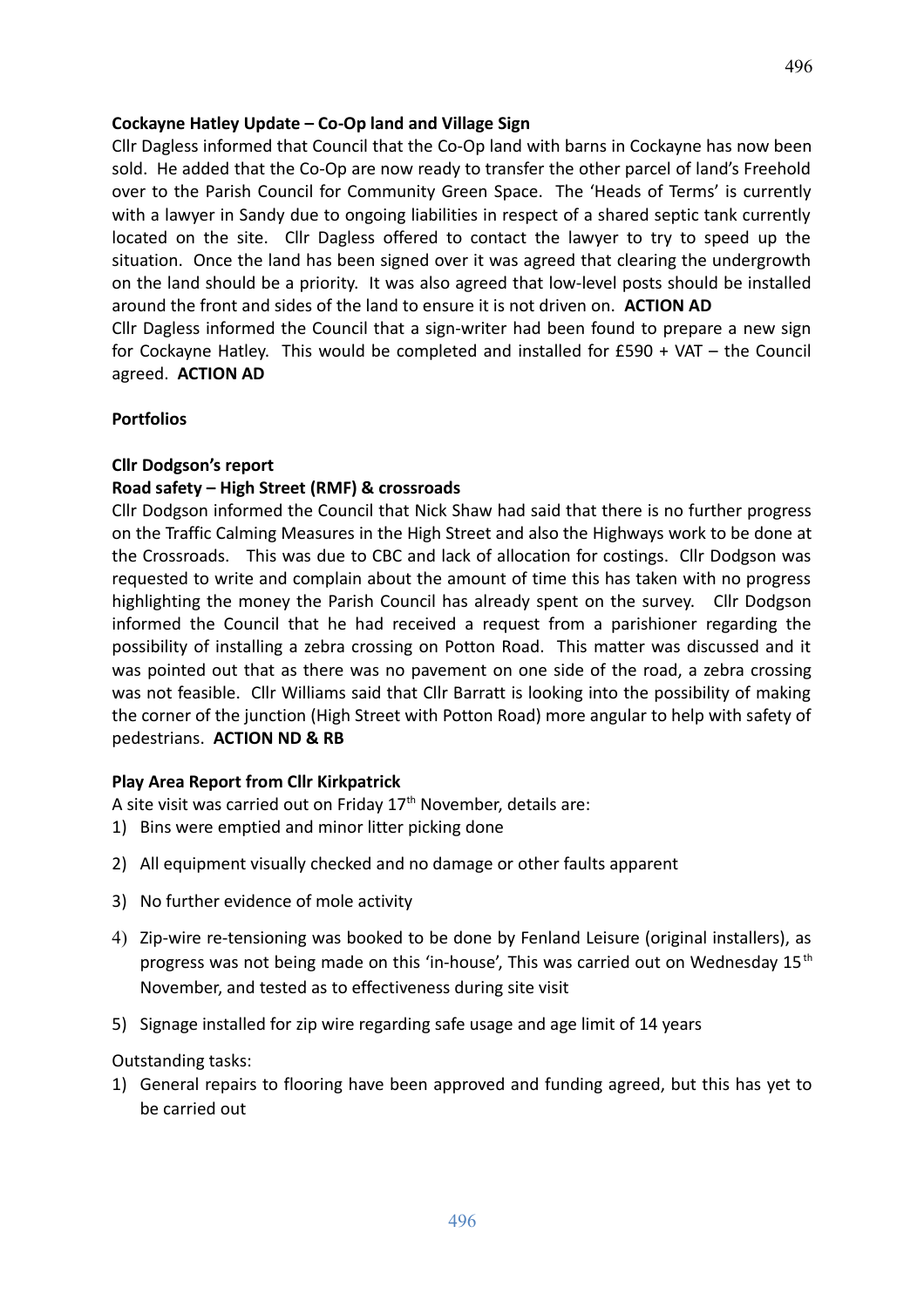**Cockayne Hatley Update – Co-Op land and Village Sign**

Cllr Dagless informed that Council that the Co-Op land with barns in Cockayne has now been sold. He added that the Co-Op are now ready to transfer the other parcel of land's Freehold over to the Parish Council for Community Green Space. The 'Heads of Terms' is currently with a lawyer in Sandy due to ongoing liabilities in respect of a shared septic tank currently located on the site. Cllr Dagless offered to contact the lawyer to try to speed up the situation. Once the land has been signed over it was agreed that clearing the undergrowth on the land should be a priority. It was also agreed that low-level posts should be installed around the front and sides of the land to ensure it is not driven on. **ACTION AD**

Cllr Dagless informed the Council that a sign-writer had been found to prepare a new sign for Cockayne Hatley. This would be completed and installed for £590 + VAT – the Council agreed. **ACTION AD**

**Portfolios**

**Cllr Dodgson's report**

**Road safety – High Street (RMF) & crossroads**

Cllr Dodgson informed the Council that Nick Shaw had said that there is no further progress on the Traffic Calming Measures in the High Street and also the Highways work to be done at the Crossroads. This was due to CBC and lack of allocation for costings. Cllr Dodgson was requested to write and complain about the amount of time this has taken with no progress highlighting the money the Parish Council has already spent on the survey. Cllr Dodgson informed the Council that he had received a request from a parishioner regarding the possibility of installing a zebra crossing on Potton Road. This matter was discussed and it was pointed out that as there was no pavement on one side of the road, a zebra crossing was not feasible. Cllr Williams said that Cllr Barratt is looking into the possibility of making the corner of the junction (High Street with Potton Road) more angular to help with safety of pedestrians. **ACTION ND & RB**

**Play Area Report from Cllr Kirkpatrick**

A site visit was carried out on Friday 17th November, details are:

1) Bins were emptied and minor litter picking done
2) All equipment visually checked and no damage or other faults apparent
3) No further evidence of mole activity
4) Zip-wire re-tensioning was booked to be done by Fenland Leisure (original installers), as progress was not being made on this 'in-house', This was carried out on Wednesday 15th November, and tested as to effectiveness during site visit
5) Signage installed for zip wire regarding safe usage and age limit of 14 years

Outstanding tasks:

1) General repairs to flooring have been approved and funding agreed, but this has yet to be carried out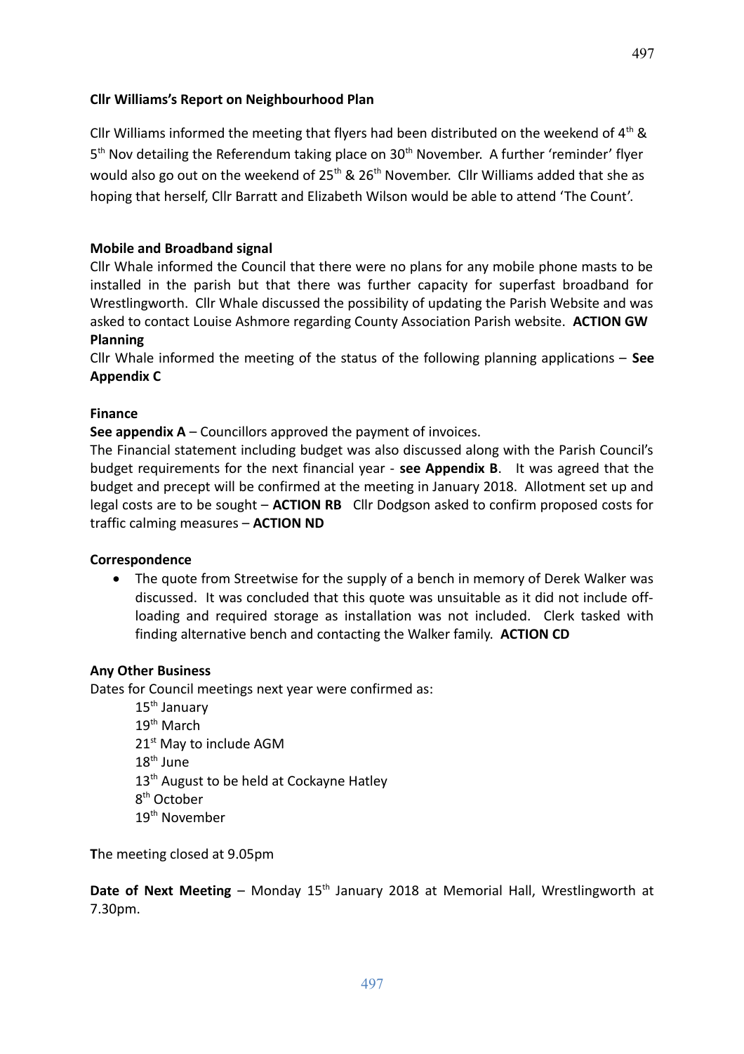**Cllr Williams's Report on Neighbourhood Plan**

Cllr Williams informed the meeting that flyers had been distributed on the weekend of 4th & 5th Nov detailing the Referendum taking place on 30th November. A further 'reminder' flyer would also go out on the weekend of 25th & 26th November. Cllr Williams added that she as hoping that herself, Cllr Barratt and Elizabeth Wilson would be able to attend 'The Count'.

**Mobile and Broadband signal**

Cllr Whale informed the Council that there were no plans for any mobile phone masts to be installed in the parish but that there was further capacity for superfast broadband for Wrestlingworth. Cllr Whale discussed the possibility of updating the Parish Website and was asked to contact Louise Ashmore regarding County Association Parish website. **ACTION GW**

**Planning**

Cllr Whale informed the meeting of the status of the following planning applications – **See Appendix C**

**Finance**

**See appendix A** – Councillors approved the payment of invoices.

The Financial statement including budget was also discussed along with the Parish Council's budget requirements for the next financial year - **see Appendix B**. It was agreed that the budget and precept will be confirmed at the meeting in January 2018. Allotment set up and legal costs are to be sought – **ACTION RB** Cllr Dodgson asked to confirm proposed costs for traffic calming measures – **ACTION ND**

**Correspondence**

- The quote from Streetwise for the supply of a bench in memory of Derek Walker was discussed. It was concluded that this quote was unsuitable as it did not include off-loading and required storage as installation was not included. Clerk tasked with finding alternative bench and contacting the Walker family. **ACTION CD**

**Any Other Business**

Dates for Council meetings next year were confirmed as:

15th January
19th March
21st May to include AGM
18th June
13th August to be held at Cockayne Hatley
8th October
19th November

**T**he meeting closed at 9.05pm

**Date of Next Meeting** – Monday 15th January 2018 at Memorial Hall, Wrestlingworth at 7.30pm.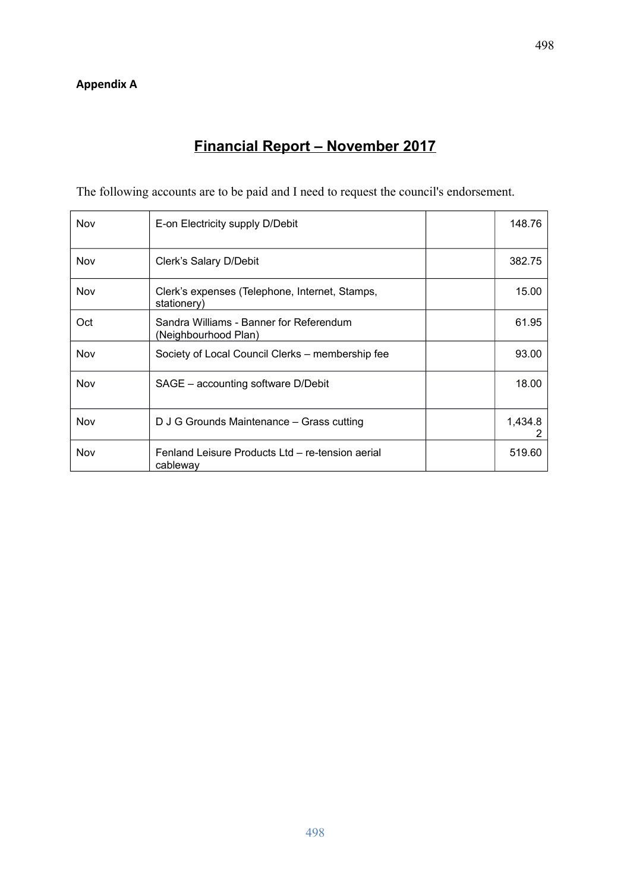**Appendix A**

# Financial Report – November 2017

The following accounts are to be paid and I need to request the council's endorsement.

| | | | |
|---|---|---|---|
| Nov | E-on Electricity supply D/Debit | | 148.76 |
| Nov | Clerk's Salary D/Debit | | 382.75 |
| Nov | Clerk's expenses (Telephone, Internet, Stamps, stationery) | | 15.00 |
| Oct | Sandra Williams - Banner for Referendum (Neighbourhood Plan) | | 61.95 |
| Nov | Society of Local Council Clerks – membership fee | | 93.00 |
| Nov | SAGE – accounting software D/Debit | | 18.00 |
| Nov | D J G Grounds Maintenance – Grass cutting | | 1,434.82 |
| Nov | Fenland Leisure Products Ltd – re-tension aerial cableway | | 519.60 |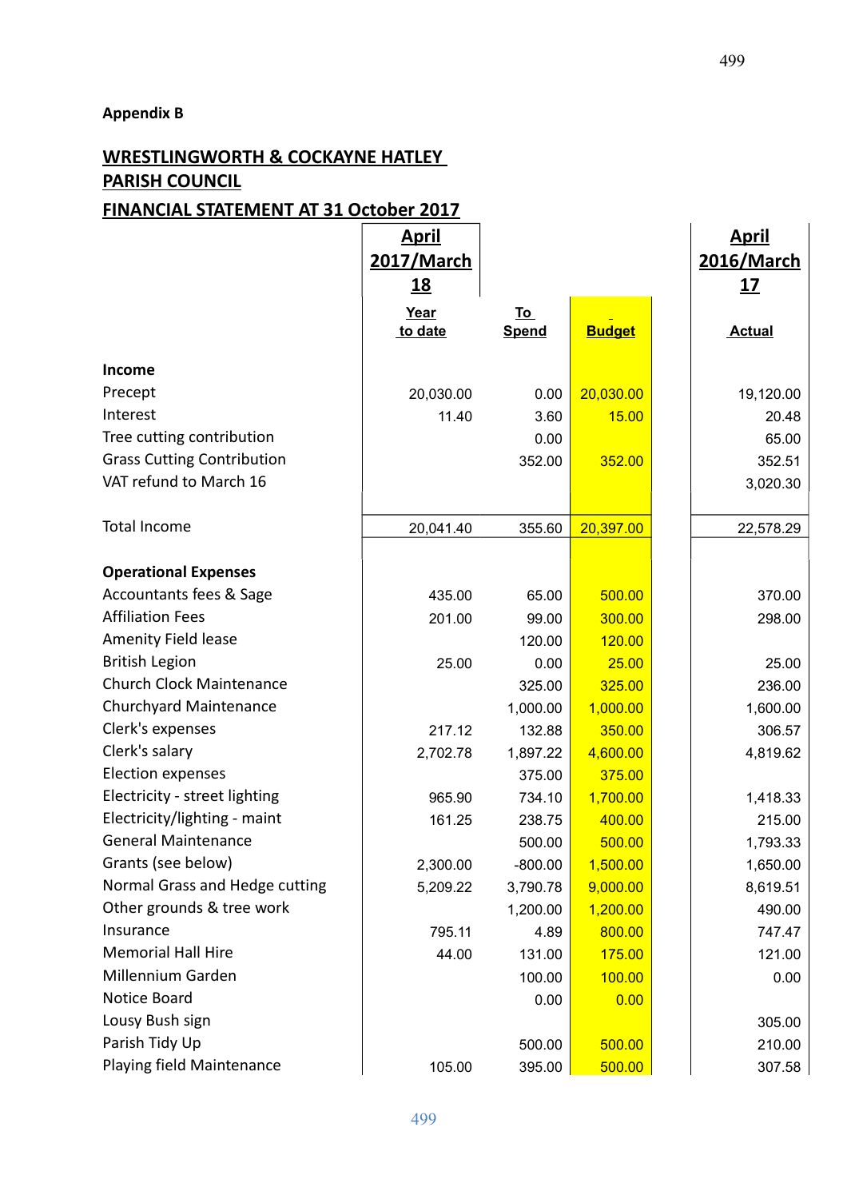**Appendix B**

## WRESTLINGWORTH & COCKAYNE HATLEY PARISH COUNCIL

## FINANCIAL STATEMENT AT 31 October 2017

| | April 2017/March 18 | | | April 2016/March 17 |
|---|---|---|---|---|
| | Year to date | To Spend | Budget | Actual |
| **Income** | | | | |
| Precept | 20,030.00 | 0.00 | 20,030.00 | 19,120.00 |
| Interest | 11.40 | 3.60 | 15.00 | 20.48 |
| Tree cutting contribution | | 0.00 | | 65.00 |
| Grass Cutting Contribution | | 352.00 | 352.00 | 352.51 |
| VAT refund to March 16 | | | | 3,020.30 |
| Total Income | 20,041.40 | 355.60 | 20,397.00 | 22,578.29 |
| **Operational Expenses** | | | | |
| Accountants fees & Sage | 435.00 | 65.00 | 500.00 | 370.00 |
| Affiliation Fees | 201.00 | 99.00 | 300.00 | 298.00 |
| Amenity Field lease | | 120.00 | 120.00 | |
| British Legion | 25.00 | 0.00 | 25.00 | 25.00 |
| Church Clock Maintenance | | 325.00 | 325.00 | 236.00 |
| Churchyard Maintenance | | 1,000.00 | 1,000.00 | 1,600.00 |
| Clerk's expenses | 217.12 | 132.88 | 350.00 | 306.57 |
| Clerk's salary | 2,702.78 | 1,897.22 | 4,600.00 | 4,819.62 |
| Election expenses | | 375.00 | 375.00 | |
| Electricity - street lighting | 965.90 | 734.10 | 1,700.00 | 1,418.33 |
| Electricity/lighting - maint | 161.25 | 238.75 | 400.00 | 215.00 |
| General Maintenance | | 500.00 | 500.00 | 1,793.33 |
| Grants (see below) | 2,300.00 | -800.00 | 1,500.00 | 1,650.00 |
| Normal Grass and Hedge cutting | 5,209.22 | 3,790.78 | 9,000.00 | 8,619.51 |
| Other grounds & tree work | | 1,200.00 | 1,200.00 | 490.00 |
| Insurance | 795.11 | 4.89 | 800.00 | 747.47 |
| Memorial Hall Hire | 44.00 | 131.00 | 175.00 | 121.00 |
| Millennium Garden | | 100.00 | 100.00 | 0.00 |
| Notice Board | | 0.00 | 0.00 | |
| Lousy Bush sign | | | | 305.00 |
| Parish Tidy Up | | 500.00 | 500.00 | 210.00 |
| Playing field Maintenance | 105.00 | 395.00 | 500.00 | 307.58 |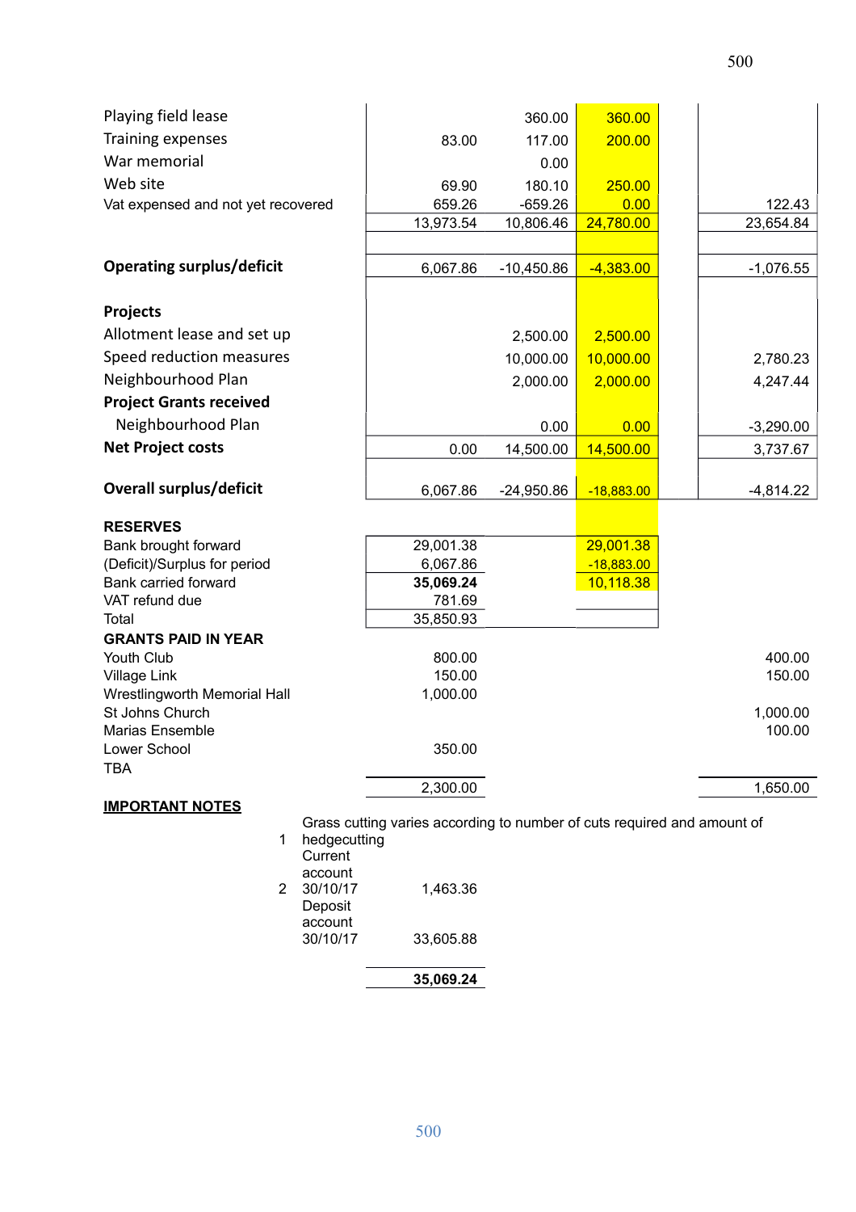| | | | | | |
|---|---|---|---|---|---|
| Playing field lease | | 360.00 | 360.00 | | |
| Training expenses | 83.00 | 117.00 | 200.00 | | |
| War memorial | | 0.00 | | | |
| Web site | 69.90 | 180.10 | 250.00 | | |
| Vat expensed and not yet recovered | 659.26 | -659.26 | 0.00 | | 122.43 |
| | 13,973.54 | 10,806.46 | 24,780.00 | | 23,654.84 |
| | | | | | |
| **Operating surplus/deficit** | 6,067.86 | -10,450.86 | -4,383.00 | | -1,076.55 |
| | | | | | |
| **Projects** | | | | | |
| Allotment lease and set up | | 2,500.00 | 2,500.00 | | |
| Speed reduction measures | | 10,000.00 | 10,000.00 | | 2,780.23 |
| Neighbourhood Plan | | 2,000.00 | 2,000.00 | | 4,247.44 |
| **Project Grants received** | | | | | |
| Neighbourhood Plan | | 0.00 | 0.00 | | -3,290.00 |
| **Net Project costs** | 0.00 | 14,500.00 | 14,500.00 | | 3,737.67 |
| | | | | | |
| **Overall surplus/deficit** | 6,067.86 | -24,950.86 | -18,883.00 | | -4,814.22 |

| **RESERVES** | | | |
|---|---|---|---|
| Bank brought forward | 29,001.38 | | 29,001.38 |
| (Deficit)/Surplus for period | 6,067.86 | | -18,883.00 |
| Bank carried forward | **35,069.24** | | 10,118.38 |
| VAT refund due | 781.69 | | |
| Total | 35,850.93 | | |

| **GRANTS PAID IN YEAR** | | |
|---|---|---|
| Youth Club | 800.00 | 400.00 |
| Village Link | 150.00 | 150.00 |
| Wrestlingworth Memorial Hall | 1,000.00 | |
| St Johns Church | | 1,000.00 |
| Marias Ensemble | | 100.00 |
| Lower School | 350.00 | |
| TBA | | |
| | 2,300.00 | 1,650.00 |

**IMPORTANT NOTES**

1. Grass cutting varies according to number of cuts required and amount of hedgecutting

2.

| | |
|---|---|
| Current account 30/10/17 | 1,463.36 |
| Deposit account 30/10/17 | 33,605.88 |
| | **35,069.24** |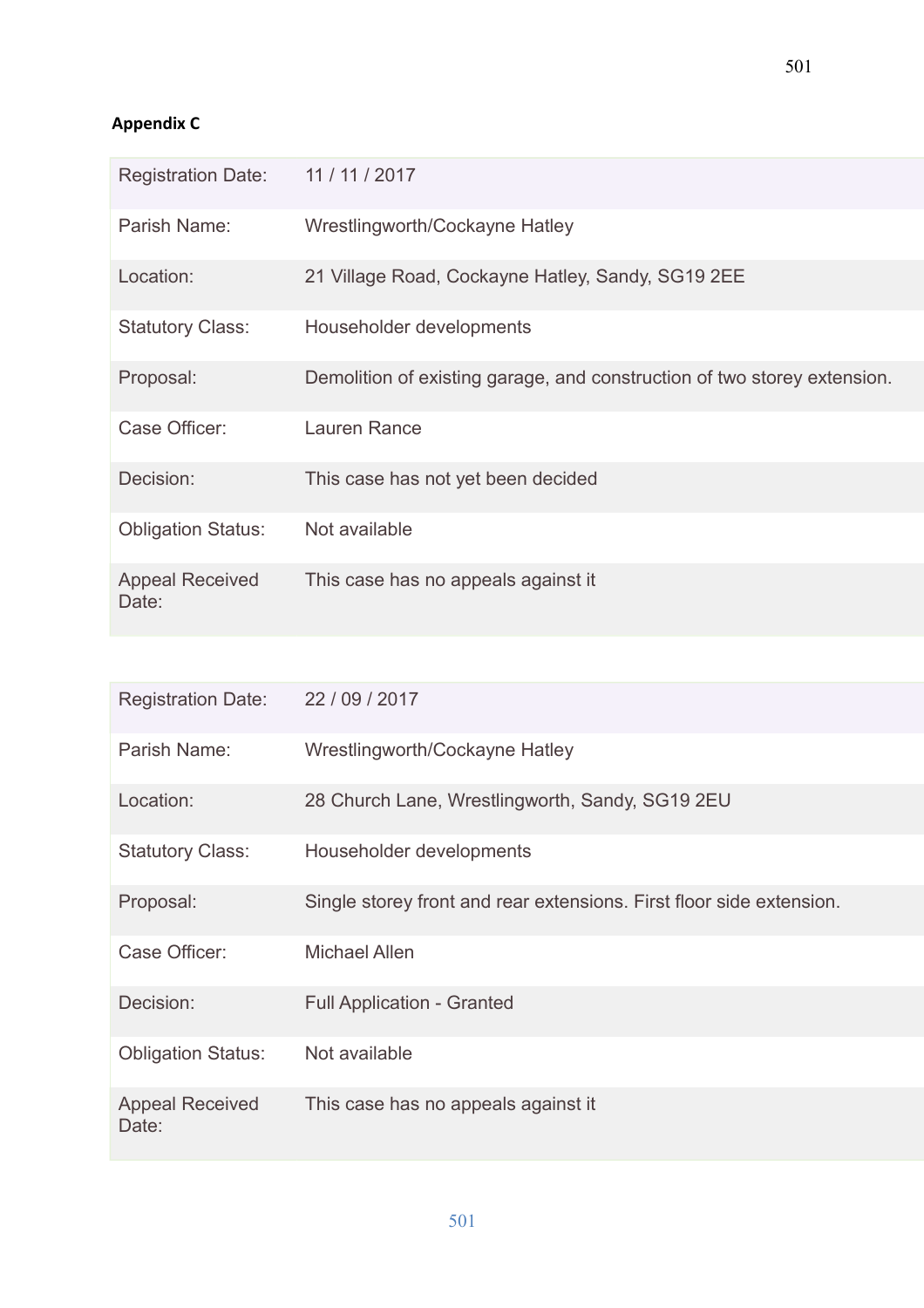**Appendix C**

| | |
|---|---|
| Registration Date: | 11 / 11 / 2017 |
| Parish Name: | Wrestlingworth/Cockayne Hatley |
| Location: | 21 Village Road, Cockayne Hatley, Sandy, SG19 2EE |
| Statutory Class: | Householder developments |
| Proposal: | Demolition of existing garage, and construction of two storey extension. |
| Case Officer: | Lauren Rance |
| Decision: | This case has not yet been decided |
| Obligation Status: | Not available |
| Appeal Received Date: | This case has no appeals against it |

| | |
|---|---|
| Registration Date: | 22 / 09 / 2017 |
| Parish Name: | Wrestlingworth/Cockayne Hatley |
| Location: | 28 Church Lane, Wrestlingworth, Sandy, SG19 2EU |
| Statutory Class: | Householder developments |
| Proposal: | Single storey front and rear extensions. First floor side extension. |
| Case Officer: | Michael Allen |
| Decision: | Full Application - Granted |
| Obligation Status: | Not available |
| Appeal Received Date: | This case has no appeals against it |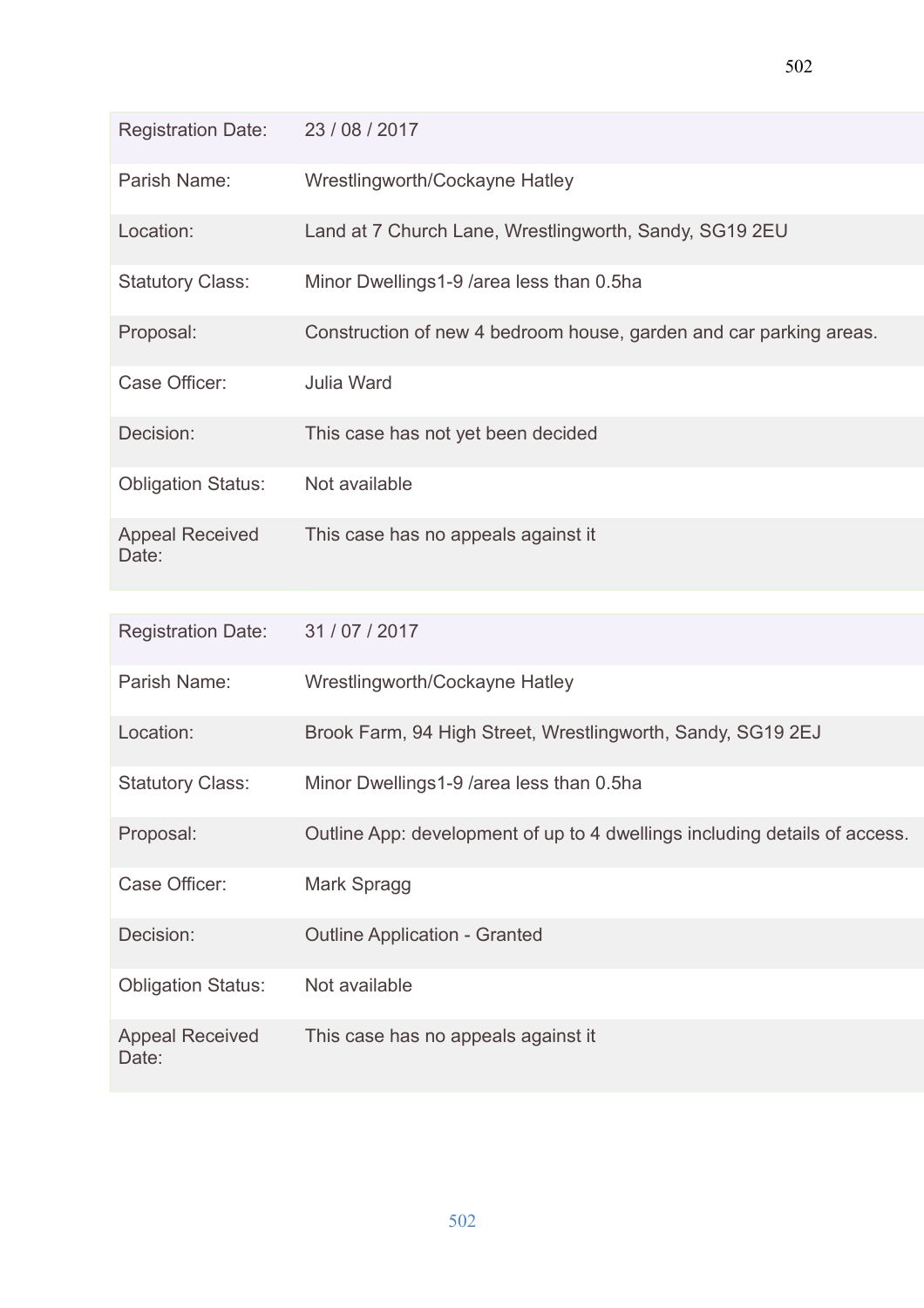| | |
|---|---|
| Registration Date: | 23 / 08 / 2017 |
| Parish Name: | Wrestlingworth/Cockayne Hatley |
| Location: | Land at 7 Church Lane, Wrestlingworth, Sandy, SG19 2EU |
| Statutory Class: | Minor Dwellings1-9 /area less than 0.5ha |
| Proposal: | Construction of new 4 bedroom house, garden and car parking areas. |
| Case Officer: | Julia Ward |
| Decision: | This case has not yet been decided |
| Obligation Status: | Not available |
| Appeal Received Date: | This case has no appeals against it |

| | |
|---|---|
| Registration Date: | 31 / 07 / 2017 |
| Parish Name: | Wrestlingworth/Cockayne Hatley |
| Location: | Brook Farm, 94 High Street, Wrestlingworth, Sandy, SG19 2EJ |
| Statutory Class: | Minor Dwellings1-9 /area less than 0.5ha |
| Proposal: | Outline App: development of up to 4 dwellings including details of access. |
| Case Officer: | Mark Spragg |
| Decision: | Outline Application - Granted |
| Obligation Status: | Not available |
| Appeal Received Date: | This case has no appeals against it |